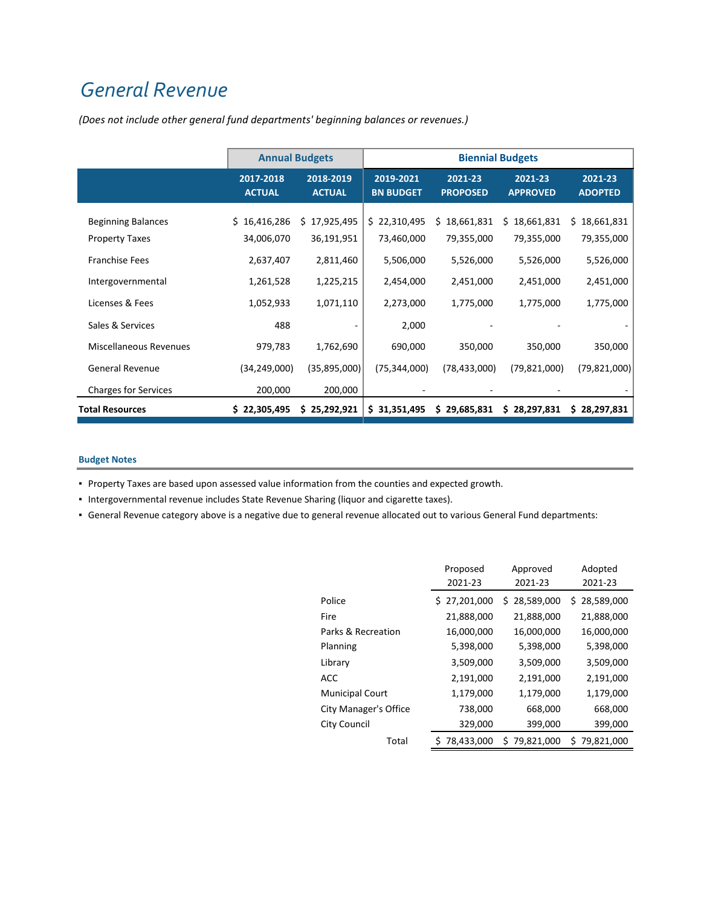# General Revenue

*(Does not include other general fund departments' beginning balances or revenues.)*

| | Annual Budgets | | Biennial Budgets | | | |
|---|---|---|---|---|---|---|
| | 2017-2018 ACTUAL | 2018-2019 ACTUAL | 2019-2021 BN BUDGET | 2021-23 PROPOSED | 2021-23 APPROVED | 2021-23 ADOPTED |
| Beginning Balances | $ 16,416,286 | $ 17,925,495 | $ 22,310,495 | $ 18,661,831 | $ 18,661,831 | $ 18,661,831 |
| Property Taxes | 34,006,070 | 36,191,951 | 73,460,000 | 79,355,000 | 79,355,000 | 79,355,000 |
| Franchise Fees | 2,637,407 | 2,811,460 | 5,506,000 | 5,526,000 | 5,526,000 | 5,526,000 |
| Intergovernmental | 1,261,528 | 1,225,215 | 2,454,000 | 2,451,000 | 2,451,000 | 2,451,000 |
| Licenses & Fees | 1,052,933 | 1,071,110 | 2,273,000 | 1,775,000 | 1,775,000 | 1,775,000 |
| Sales & Services | 488 | - | 2,000 | - | - | - |
| Miscellaneous Revenues | 979,783 | 1,762,690 | 690,000 | 350,000 | 350,000 | 350,000 |
| General Revenue | (34,249,000) | (35,895,000) | (75,344,000) | (78,433,000) | (79,821,000) | (79,821,000) |
| Charges for Services | 200,000 | 200,000 | - | - | - | - |
| **Total Resources** | **$ 22,305,495** | **$ 25,292,921** | **$ 31,351,495** | **$ 29,685,831** | **$ 28,297,831** | **$ 28,297,831** |

**Budget Notes**

- Property Taxes are based upon assessed value information from the counties and expected growth.
- Intergovernmental revenue includes State Revenue Sharing (liquor and cigarette taxes).
- General Revenue category above is a negative due to general revenue allocated out to various General Fund departments:

| | Proposed 2021-23 | Approved 2021-23 | Adopted 2021-23 |
|---|---|---|---|
| Police | $ 27,201,000 | $ 28,589,000 | $ 28,589,000 |
| Fire | 21,888,000 | 21,888,000 | 21,888,000 |
| Parks & Recreation | 16,000,000 | 16,000,000 | 16,000,000 |
| Planning | 5,398,000 | 5,398,000 | 5,398,000 |
| Library | 3,509,000 | 3,509,000 | 3,509,000 |
| ACC | 2,191,000 | 2,191,000 | 2,191,000 |
| Municipal Court | 1,179,000 | 1,179,000 | 1,179,000 |
| City Manager's Office | 738,000 | 668,000 | 668,000 |
| City Council | 329,000 | 399,000 | 399,000 |
| Total | $ 78,433,000 | $ 79,821,000 | $ 79,821,000 |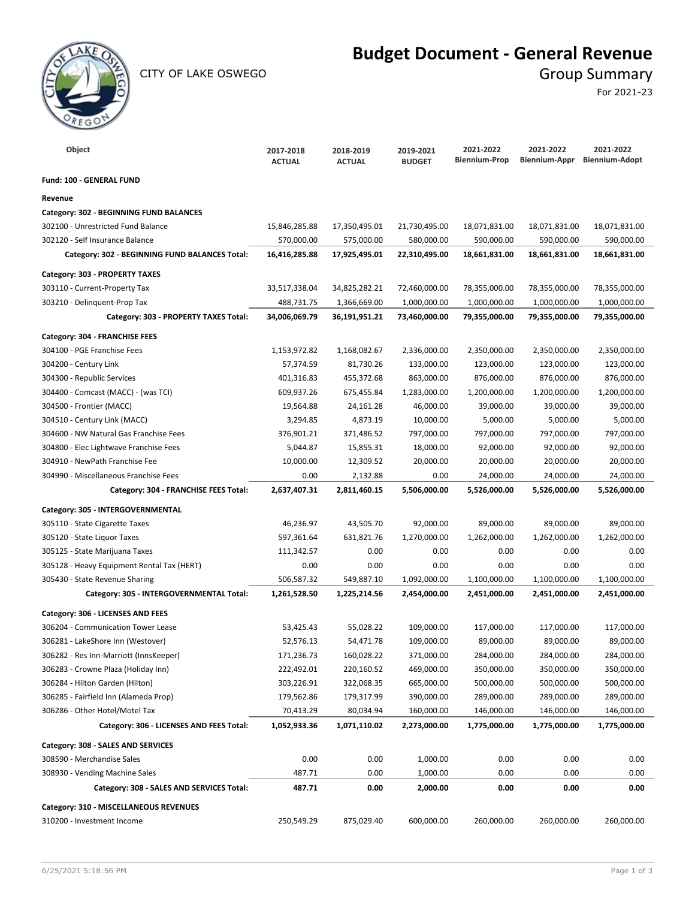# Budget Document - General Revenue

CITY OF LAKE OSWEGO

## Group Summary

For 2021-23

| Object | 2017-2018 ACTUAL | 2018-2019 ACTUAL | 2019-2021 BUDGET | 2021-2022 Biennium-Prop | 2021-2022 Biennium-Appr | 2021-2022 Biennium-Adopt |
|---|---|---|---|---|---|---|
| **Fund: 100 - GENERAL FUND** | | | | | | |
| **Revenue** | | | | | | |
| **Category: 302 - BEGINNING FUND BALANCES** | | | | | | |
| 302100 - Unrestricted Fund Balance | 15,846,285.88 | 17,350,495.01 | 21,730,495.00 | 18,071,831.00 | 18,071,831.00 | 18,071,831.00 |
| 302120 - Self Insurance Balance | 570,000.00 | 575,000.00 | 580,000.00 | 590,000.00 | 590,000.00 | 590,000.00 |
| **Category: 302 - BEGINNING FUND BALANCES Total:** | **16,416,285.88** | **17,925,495.01** | **22,310,495.00** | **18,661,831.00** | **18,661,831.00** | **18,661,831.00** |
| **Category: 303 - PROPERTY TAXES** | | | | | | |
| 303110 - Current-Property Tax | 33,517,338.04 | 34,825,282.21 | 72,460,000.00 | 78,355,000.00 | 78,355,000.00 | 78,355,000.00 |
| 303210 - Delinquent-Prop Tax | 488,731.75 | 1,366,669.00 | 1,000,000.00 | 1,000,000.00 | 1,000,000.00 | 1,000,000.00 |
| **Category: 303 - PROPERTY TAXES Total:** | **34,006,069.79** | **36,191,951.21** | **73,460,000.00** | **79,355,000.00** | **79,355,000.00** | **79,355,000.00** |
| **Category: 304 - FRANCHISE FEES** | | | | | | |
| 304100 - PGE Franchise Fees | 1,153,972.82 | 1,168,082.67 | 2,336,000.00 | 2,350,000.00 | 2,350,000.00 | 2,350,000.00 |
| 304200 - Century Link | 57,374.59 | 81,730.26 | 133,000.00 | 123,000.00 | 123,000.00 | 123,000.00 |
| 304300 - Republic Services | 401,316.83 | 455,372.68 | 863,000.00 | 876,000.00 | 876,000.00 | 876,000.00 |
| 304400 - Comcast (MACC) - (was TCI) | 609,937.26 | 675,455.84 | 1,283,000.00 | 1,200,000.00 | 1,200,000.00 | 1,200,000.00 |
| 304500 - Frontier (MACC) | 19,564.88 | 24,161.28 | 46,000.00 | 39,000.00 | 39,000.00 | 39,000.00 |
| 304510 - Century Link (MACC) | 3,294.85 | 4,873.19 | 10,000.00 | 5,000.00 | 5,000.00 | 5,000.00 |
| 304600 - NW Natural Gas Franchise Fees | 376,901.21 | 371,486.52 | 797,000.00 | 797,000.00 | 797,000.00 | 797,000.00 |
| 304800 - Elec Lightwave Franchise Fees | 5,044.87 | 15,855.31 | 18,000.00 | 92,000.00 | 92,000.00 | 92,000.00 |
| 304910 - NewPath Franchise Fee | 10,000.00 | 12,309.52 | 20,000.00 | 20,000.00 | 20,000.00 | 20,000.00 |
| 304990 - Miscellaneous Franchise Fees | 0.00 | 2,132.88 | 0.00 | 24,000.00 | 24,000.00 | 24,000.00 |
| **Category: 304 - FRANCHISE FEES Total:** | **2,637,407.31** | **2,811,460.15** | **5,506,000.00** | **5,526,000.00** | **5,526,000.00** | **5,526,000.00** |
| **Category: 305 - INTERGOVERNMENTAL** | | | | | | |
| 305110 - State Cigarette Taxes | 46,236.97 | 43,505.70 | 92,000.00 | 89,000.00 | 89,000.00 | 89,000.00 |
| 305120 - State Liquor Taxes | 597,361.64 | 631,821.76 | 1,270,000.00 | 1,262,000.00 | 1,262,000.00 | 1,262,000.00 |
| 305125 - State Marijuana Taxes | 111,342.57 | 0.00 | 0.00 | 0.00 | 0.00 | 0.00 |
| 305128 - Heavy Equipment Rental Tax (HERT) | 0.00 | 0.00 | 0.00 | 0.00 | 0.00 | 0.00 |
| 305430 - State Revenue Sharing | 506,587.32 | 549,887.10 | 1,092,000.00 | 1,100,000.00 | 1,100,000.00 | 1,100,000.00 |
| **Category: 305 - INTERGOVERNMENTAL Total:** | **1,261,528.50** | **1,225,214.56** | **2,454,000.00** | **2,451,000.00** | **2,451,000.00** | **2,451,000.00** |
| **Category: 306 - LICENSES AND FEES** | | | | | | |
| 306204 - Communication Tower Lease | 53,425.43 | 55,028.22 | 109,000.00 | 117,000.00 | 117,000.00 | 117,000.00 |
| 306281 - LakeShore Inn (Westover) | 52,576.13 | 54,471.78 | 109,000.00 | 89,000.00 | 89,000.00 | 89,000.00 |
| 306282 - Res Inn-Marriott (InnsKeeper) | 171,236.73 | 160,028.22 | 371,000.00 | 284,000.00 | 284,000.00 | 284,000.00 |
| 306283 - Crowne Plaza (Holiday Inn) | 222,492.01 | 220,160.52 | 469,000.00 | 350,000.00 | 350,000.00 | 350,000.00 |
| 306284 - Hilton Garden (Hilton) | 303,226.91 | 322,068.35 | 665,000.00 | 500,000.00 | 500,000.00 | 500,000.00 |
| 306285 - Fairfield Inn (Alameda Prop) | 179,562.86 | 179,317.99 | 390,000.00 | 289,000.00 | 289,000.00 | 289,000.00 |
| 306286 - Other Hotel/Motel Tax | 70,413.29 | 80,034.94 | 160,000.00 | 146,000.00 | 146,000.00 | 146,000.00 |
| **Category: 306 - LICENSES AND FEES Total:** | **1,052,933.36** | **1,071,110.02** | **2,273,000.00** | **1,775,000.00** | **1,775,000.00** | **1,775,000.00** |
| **Category: 308 - SALES AND SERVICES** | | | | | | |
| 308590 - Merchandise Sales | 0.00 | 0.00 | 1,000.00 | 0.00 | 0.00 | 0.00 |
| 308930 - Vending Machine Sales | 487.71 | 0.00 | 1,000.00 | 0.00 | 0.00 | 0.00 |
| **Category: 308 - SALES AND SERVICES Total:** | **487.71** | **0.00** | **2,000.00** | **0.00** | **0.00** | **0.00** |
| **Category: 310 - MISCELLANEOUS REVENUES** | | | | | | |
| 310200 - Investment Income | 250,549.29 | 875,029.40 | 600,000.00 | 260,000.00 | 260,000.00 | 260,000.00 |

6/25/2021 5:18:56 PM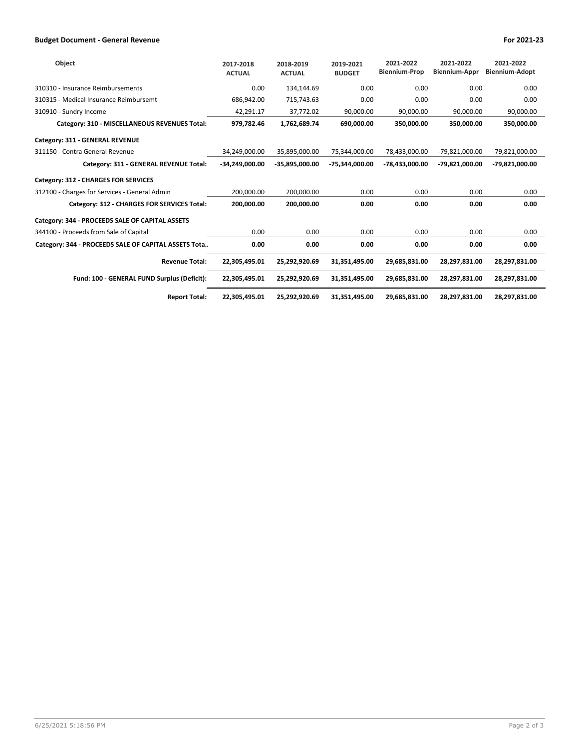| Object | 2017-2018 ACTUAL | 2018-2019 ACTUAL | 2019-2021 BUDGET | 2021-2022 Biennium-Prop | 2021-2022 Biennium-Appr | 2021-2022 Biennium-Adopt |
|---|---|---|---|---|---|---|
| 310310 - Insurance Reimbursements | 0.00 | 134,144.69 | 0.00 | 0.00 | 0.00 | 0.00 |
| 310315 - Medical Insurance Reimbursemt | 686,942.00 | 715,743.63 | 0.00 | 0.00 | 0.00 | 0.00 |
| 310910 - Sundry Income | 42,291.17 | 37,772.02 | 90,000.00 | 90,000.00 | 90,000.00 | 90,000.00 |
| **Category: 310 - MISCELLANEOUS REVENUES Total:** | **979,782.46** | **1,762,689.74** | **690,000.00** | **350,000.00** | **350,000.00** | **350,000.00** |
| **Category: 311 - GENERAL REVENUE** | | | | | | |
| 311150 - Contra General Revenue | -34,249,000.00 | -35,895,000.00 | -75,344,000.00 | -78,433,000.00 | -79,821,000.00 | -79,821,000.00 |
| **Category: 311 - GENERAL REVENUE Total:** | **-34,249,000.00** | **-35,895,000.00** | **-75,344,000.00** | **-78,433,000.00** | **-79,821,000.00** | **-79,821,000.00** |
| **Category: 312 - CHARGES FOR SERVICES** | | | | | | |
| 312100 - Charges for Services - General Admin | 200,000.00 | 200,000.00 | 0.00 | 0.00 | 0.00 | 0.00 |
| **Category: 312 - CHARGES FOR SERVICES Total:** | **200,000.00** | **200,000.00** | **0.00** | **0.00** | **0.00** | **0.00** |
| **Category: 344 - PROCEEDS SALE OF CAPITAL ASSETS** | | | | | | |
| 344100 - Proceeds from Sale of Capital | 0.00 | 0.00 | 0.00 | 0.00 | 0.00 | 0.00 |
| **Category: 344 - PROCEEDS SALE OF CAPITAL ASSETS Tota..** | **0.00** | **0.00** | **0.00** | **0.00** | **0.00** | **0.00** |
| **Revenue Total:** | **22,305,495.01** | **25,292,920.69** | **31,351,495.00** | **29,685,831.00** | **28,297,831.00** | **28,297,831.00** |
| **Fund: 100 - GENERAL FUND Surplus (Deficit):** | **22,305,495.01** | **25,292,920.69** | **31,351,495.00** | **29,685,831.00** | **28,297,831.00** | **28,297,831.00** |
| **Report Total:** | **22,305,495.01** | **25,292,920.69** | **31,351,495.00** | **29,685,831.00** | **28,297,831.00** | **28,297,831.00** |